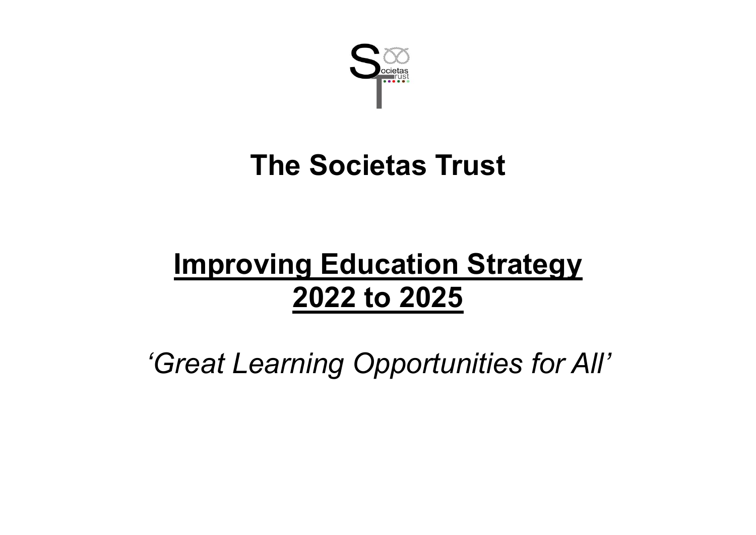# The Societas Trust

## **Improving Education Strategy 2022 to 2025**

*‘Great Learning Opportunities for All’*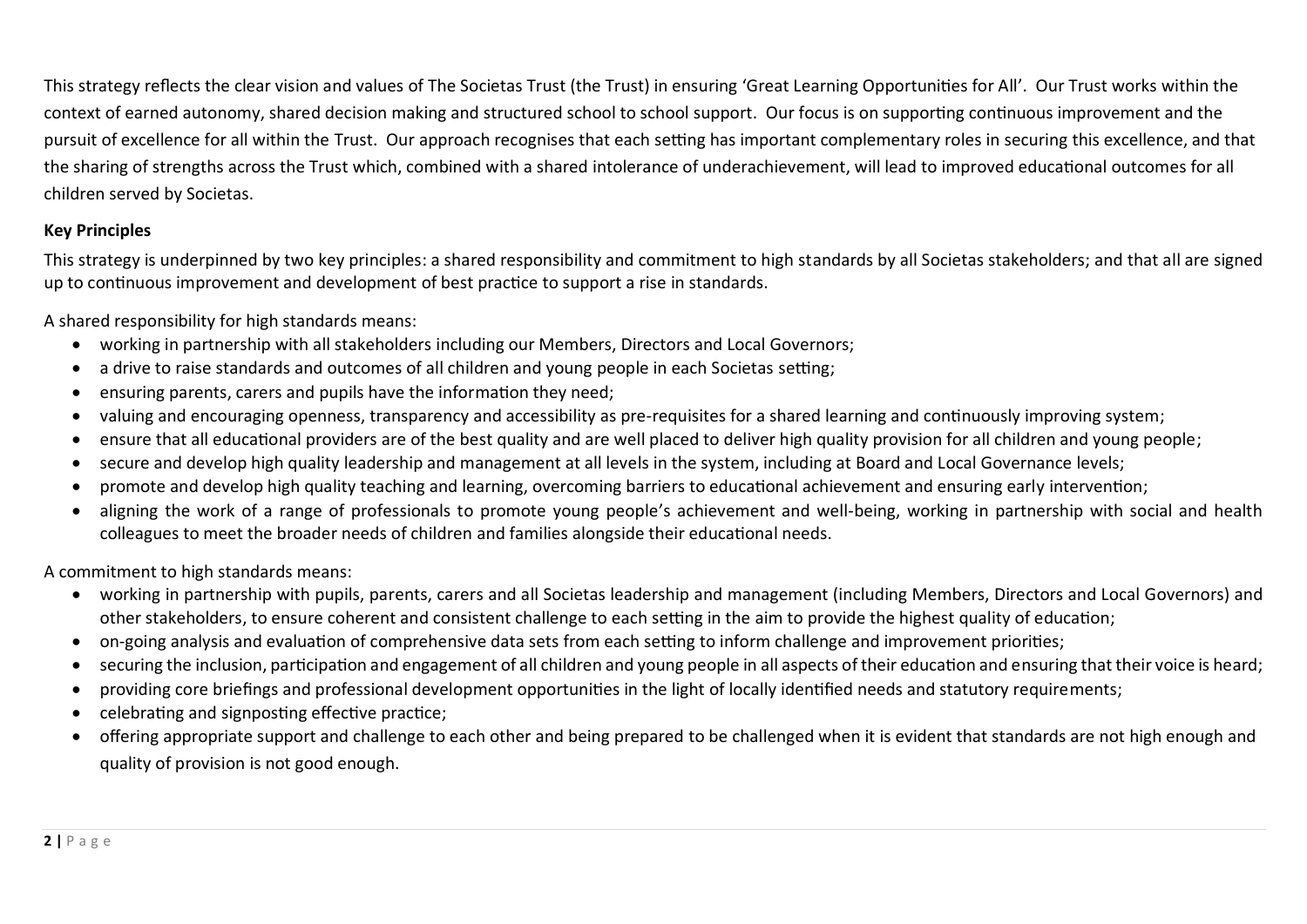This strategy reflects the clear vision and values of The Societas Trust (the Trust) in ensuring 'Great Learning Opportunities for All'. Our Trust works within the context of earned autonomy, shared decision making and structured school to school support. Our focus is on supporting continuous improvement and the pursuit of excellence for all within the Trust. Our approach recognises that each setting has important complementary roles in securing this excellence, and that the sharing of strengths across the Trust which, combined with a shared intolerance of underachievement, will lead to improved educational outcomes for all children served by Societas.

**Key Principles**

This strategy is underpinned by two key principles: a shared responsibility and commitment to high standards by all Societas stakeholders; and that all are signed up to continuous improvement and development of best practice to support a rise in standards.

A shared responsibility for high standards means:

- working in partnership with all stakeholders including our Members, Directors and Local Governors;
- a drive to raise standards and outcomes of all children and young people in each Societas setting;
- ensuring parents, carers and pupils have the information they need;
- valuing and encouraging openness, transparency and accessibility as pre-requisites for a shared learning and continuously improving system;
- ensure that all educational providers are of the best quality and are well placed to deliver high quality provision for all children and young people;
- secure and develop high quality leadership and management at all levels in the system, including at Board and Local Governance levels;
- promote and develop high quality teaching and learning, overcoming barriers to educational achievement and ensuring early intervention;
- aligning the work of a range of professionals to promote young people's achievement and well-being, working in partnership with social and health colleagues to meet the broader needs of children and families alongside their educational needs.

A commitment to high standards means:

- working in partnership with pupils, parents, carers and all Societas leadership and management (including Members, Directors and Local Governors) and other stakeholders, to ensure coherent and consistent challenge to each setting in the aim to provide the highest quality of education;
- on-going analysis and evaluation of comprehensive data sets from each setting to inform challenge and improvement priorities;
- securing the inclusion, participation and engagement of all children and young people in all aspects of their education and ensuring that their voice is heard;
- providing core briefings and professional development opportunities in the light of locally identified needs and statutory requirements;
- celebrating and signposting effective practice;
- offering appropriate support and challenge to each other and being prepared to be challenged when it is evident that standards are not high enough and quality of provision is not good enough.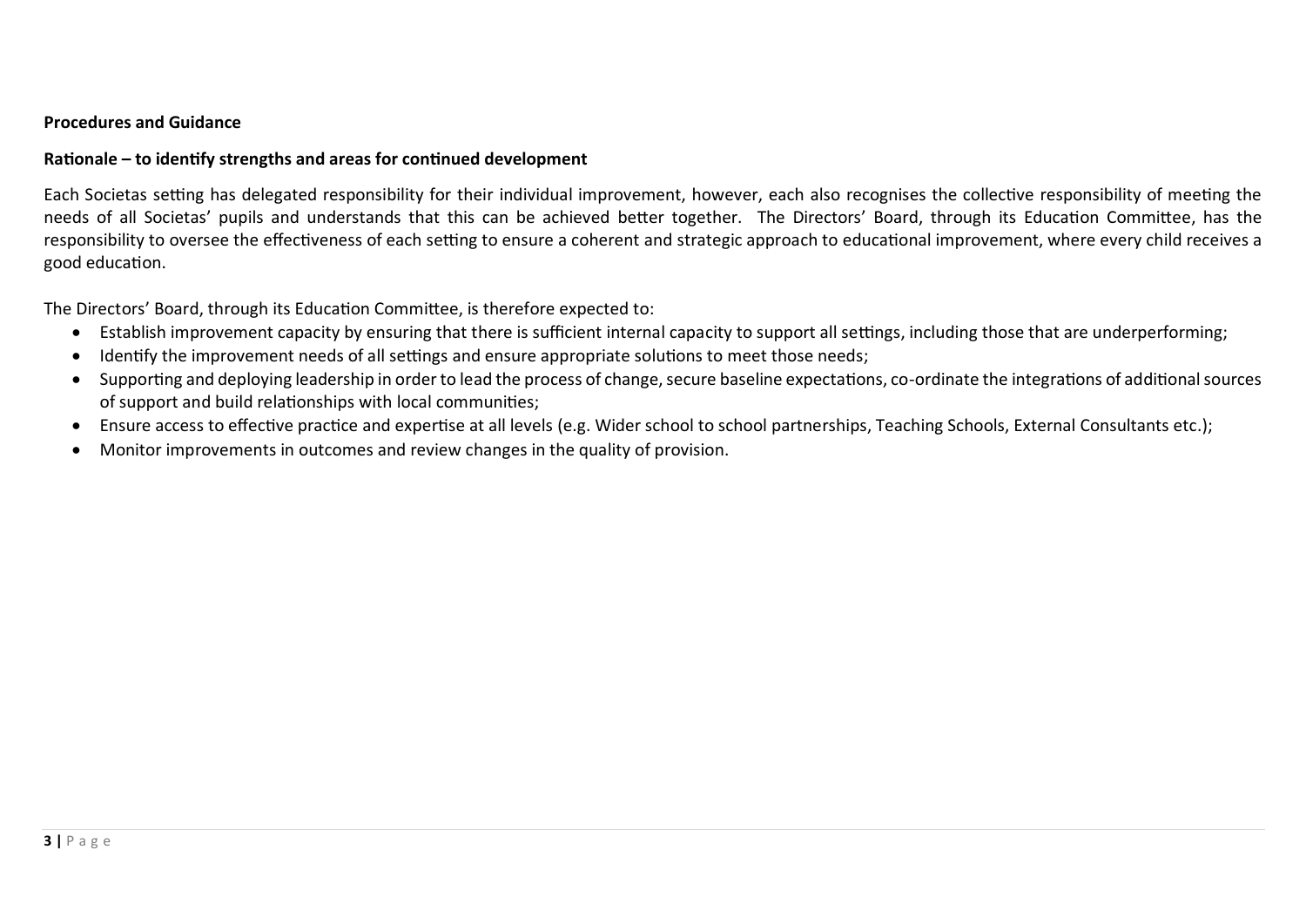**Procedures and Guidance**

**Rationale – to identify strengths and areas for continued development**

Each Societas setting has delegated responsibility for their individual improvement, however, each also recognises the collective responsibility of meeting the needs of all Societas' pupils and understands that this can be achieved better together. The Directors' Board, through its Education Committee, has the responsibility to oversee the effectiveness of each setting to ensure a coherent and strategic approach to educational improvement, where every child receives a good education.

The Directors' Board, through its Education Committee, is therefore expected to:

- Establish improvement capacity by ensuring that there is sufficient internal capacity to support all settings, including those that are underperforming;
- Identify the improvement needs of all settings and ensure appropriate solutions to meet those needs;
- Supporting and deploying leadership in order to lead the process of change, secure baseline expectations, co-ordinate the integrations of additional sources of support and build relationships with local communities;
- Ensure access to effective practice and expertise at all levels (e.g. Wider school to school partnerships, Teaching Schools, External Consultants etc.);
- Monitor improvements in outcomes and review changes in the quality of provision.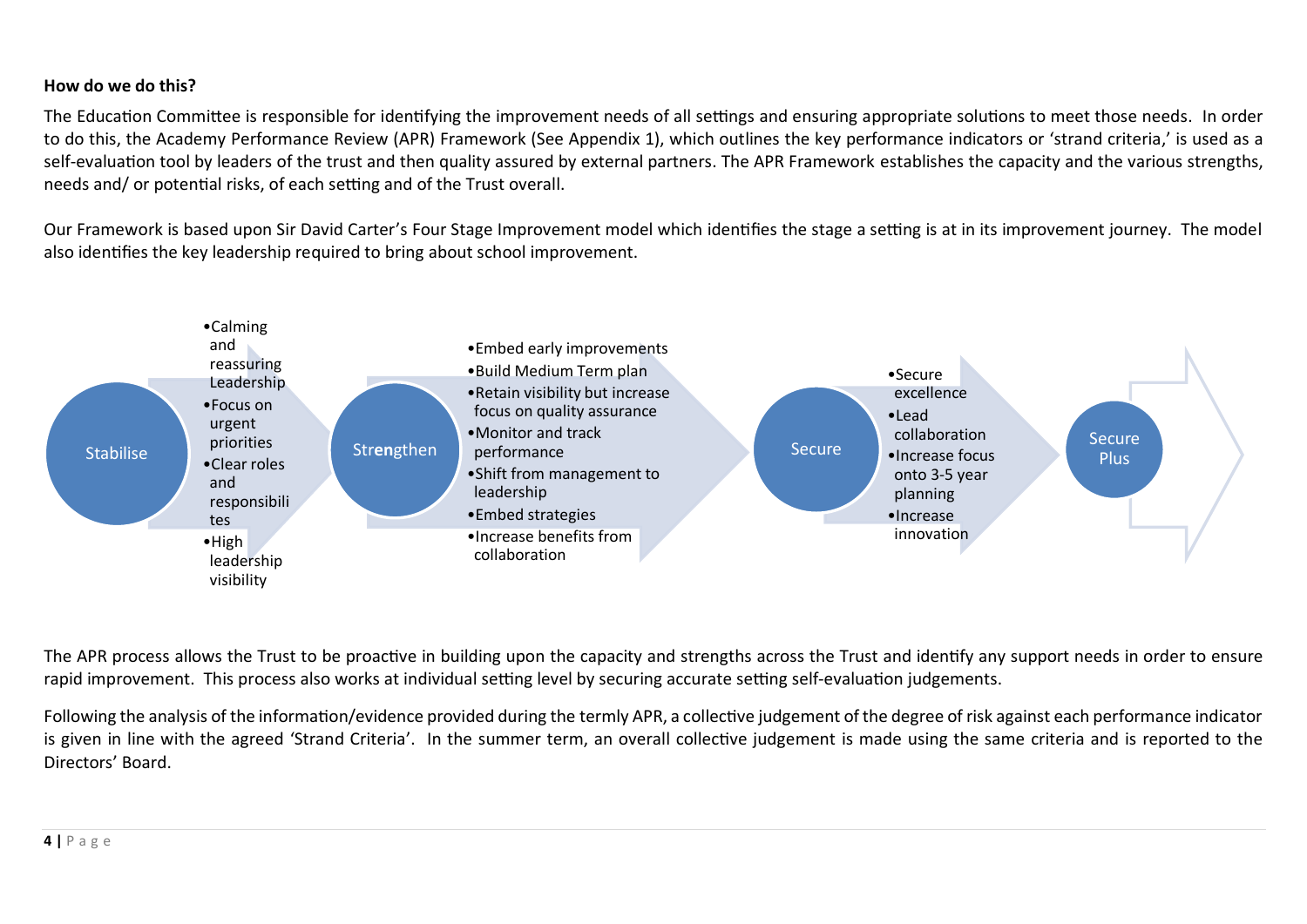**How do we do this?**

The Education Committee is responsible for identifying the improvement needs of all settings and ensuring appropriate solutions to meet those needs. In order to do this, the Academy Performance Review (APR) Framework (See Appendix 1), which outlines the key performance indicators or 'strand criteria,' is used as a self-evaluation tool by leaders of the trust and then quality assured by external partners. The APR Framework establishes the capacity and the various strengths, needs and/ or potential risks, of each setting and of the Trust overall.

Our Framework is based upon Sir David Carter's Four Stage Improvement model which identifies the stage a setting is at in its improvement journey. The model also identifies the key leadership required to bring about school improvement.

**Stabilise**

- Calming and reassuring Leadership
- Focus on urgent priorities
- Clear roles and responsibilities
- High leadership visibility

**Strengthen**

- Embed early improvements
- Build Medium Term plan
- Retain visibility but increase focus on quality assurance
- Monitor and track performance
- Shift from management to leadership
- Embed strategies
- Increase benefits from collaboration

**Secure**

- Secure excellence
- Lead collaboration
- Increase focus onto 3-5 year planning
- Increase innovation

**Secure Plus**

The APR process allows the Trust to be proactive in building upon the capacity and strengths across the Trust and identify any support needs in order to ensure rapid improvement. This process also works at individual setting level by securing accurate setting self-evaluation judgements.

Following the analysis of the information/evidence provided during the termly APR, a collective judgement of the degree of risk against each performance indicator is given in line with the agreed 'Strand Criteria'. In the summer term, an overall collective judgement is made using the same criteria and is reported to the Directors' Board.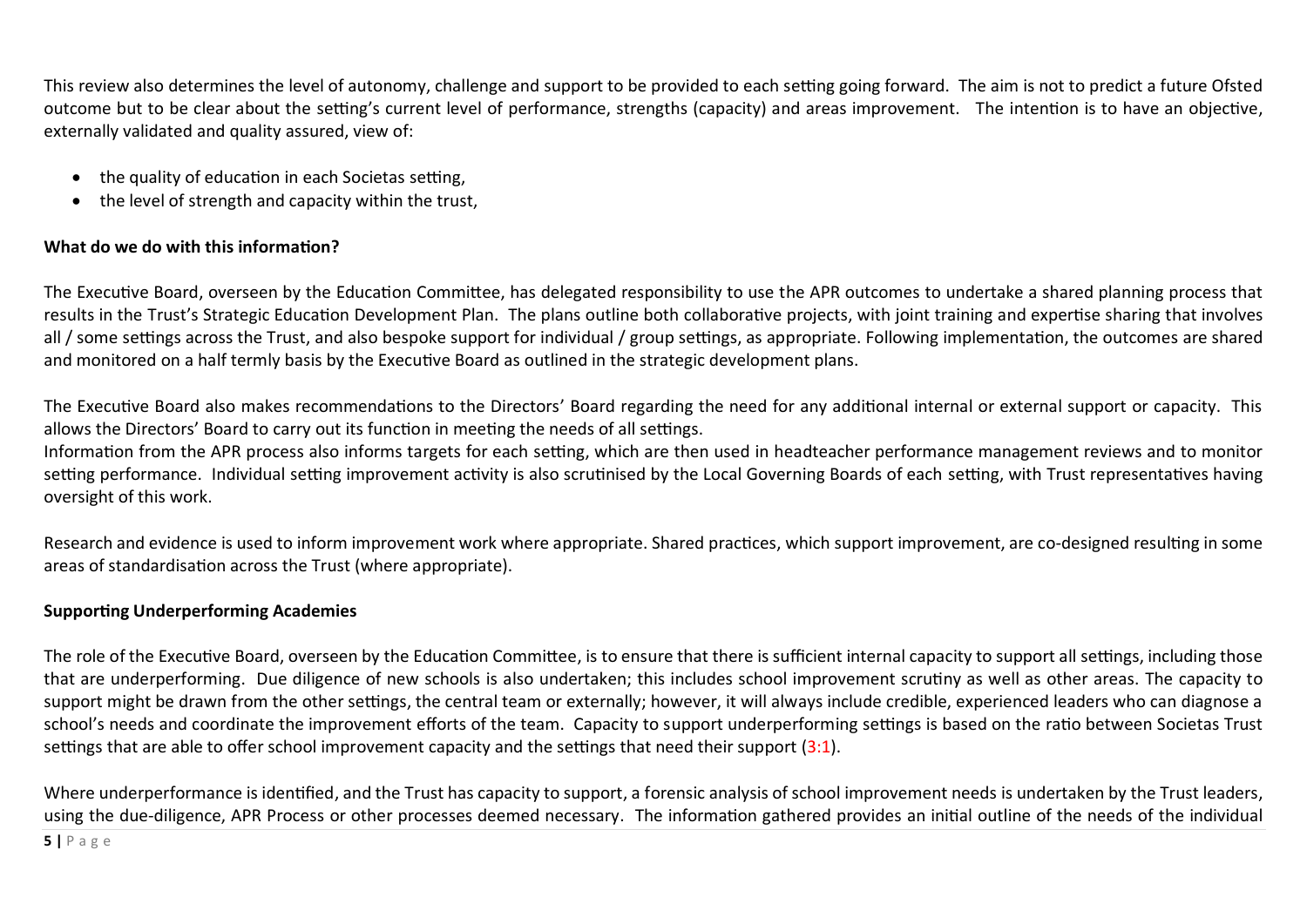This review also determines the level of autonomy, challenge and support to be provided to each setting going forward. The aim is not to predict a future Ofsted outcome but to be clear about the setting's current level of performance, strengths (capacity) and areas improvement. The intention is to have an objective, externally validated and quality assured, view of:

- the quality of education in each Societas setting,
- the level of strength and capacity within the trust,

**What do we do with this information?**

The Executive Board, overseen by the Education Committee, has delegated responsibility to use the APR outcomes to undertake a shared planning process that results in the Trust's Strategic Education Development Plan. The plans outline both collaborative projects, with joint training and expertise sharing that involves all / some settings across the Trust, and also bespoke support for individual / group settings, as appropriate. Following implementation, the outcomes are shared and monitored on a half termly basis by the Executive Board as outlined in the strategic development plans.

The Executive Board also makes recommendations to the Directors' Board regarding the need for any additional internal or external support or capacity. This allows the Directors' Board to carry out its function in meeting the needs of all settings.
Information from the APR process also informs targets for each setting, which are then used in headteacher performance management reviews and to monitor setting performance. Individual setting improvement activity is also scrutinised by the Local Governing Boards of each setting, with Trust representatives having oversight of this work.

Research and evidence is used to inform improvement work where appropriate. Shared practices, which support improvement, are co-designed resulting in some areas of standardisation across the Trust (where appropriate).

**Supporting Underperforming Academies**

The role of the Executive Board, overseen by the Education Committee, is to ensure that there is sufficient internal capacity to support all settings, including those that are underperforming. Due diligence of new schools is also undertaken; this includes school improvement scrutiny as well as other areas. The capacity to support might be drawn from the other settings, the central team or externally; however, it will always include credible, experienced leaders who can diagnose a school's needs and coordinate the improvement efforts of the team. Capacity to support underperforming settings is based on the ratio between Societas Trust settings that are able to offer school improvement capacity and the settings that need their support (3:1).

Where underperformance is identified, and the Trust has capacity to support, a forensic analysis of school improvement needs is undertaken by the Trust leaders, using the due-diligence, APR Process or other processes deemed necessary. The information gathered provides an initial outline of the needs of the individual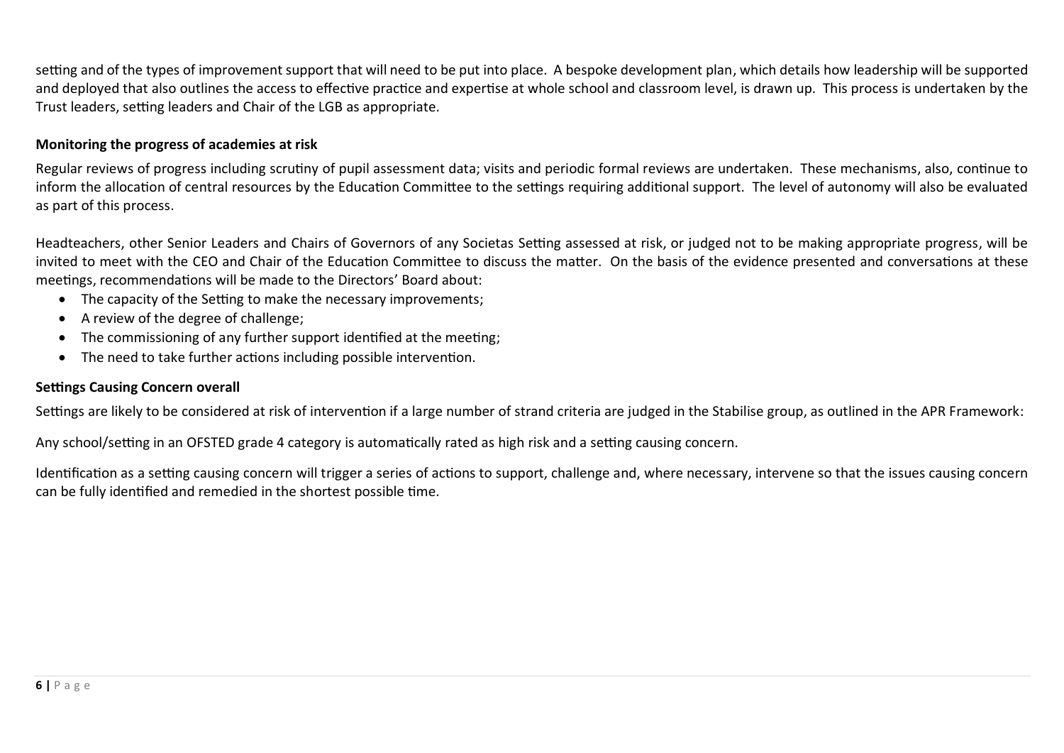setting and of the types of improvement support that will need to be put into place. A bespoke development plan, which details how leadership will be supported and deployed that also outlines the access to effective practice and expertise at whole school and classroom level, is drawn up. This process is undertaken by the Trust leaders, setting leaders and Chair of the LGB as appropriate.

**Monitoring the progress of academies at risk**

Regular reviews of progress including scrutiny of pupil assessment data; visits and periodic formal reviews are undertaken. These mechanisms, also, continue to inform the allocation of central resources by the Education Committee to the settings requiring additional support. The level of autonomy will also be evaluated as part of this process.

Headteachers, other Senior Leaders and Chairs of Governors of any Societas Setting assessed at risk, or judged not to be making appropriate progress, will be invited to meet with the CEO and Chair of the Education Committee to discuss the matter. On the basis of the evidence presented and conversations at these meetings, recommendations will be made to the Directors' Board about:

- The capacity of the Setting to make the necessary improvements;
- A review of the degree of challenge;
- The commissioning of any further support identified at the meeting;
- The need to take further actions including possible intervention.

**Settings Causing Concern overall**

Settings are likely to be considered at risk of intervention if a large number of strand criteria are judged in the Stabilise group, as outlined in the APR Framework:

Any school/setting in an OFSTED grade 4 category is automatically rated as high risk and a setting causing concern.

Identification as a setting causing concern will trigger a series of actions to support, challenge and, where necessary, intervene so that the issues causing concern can be fully identified and remedied in the shortest possible time.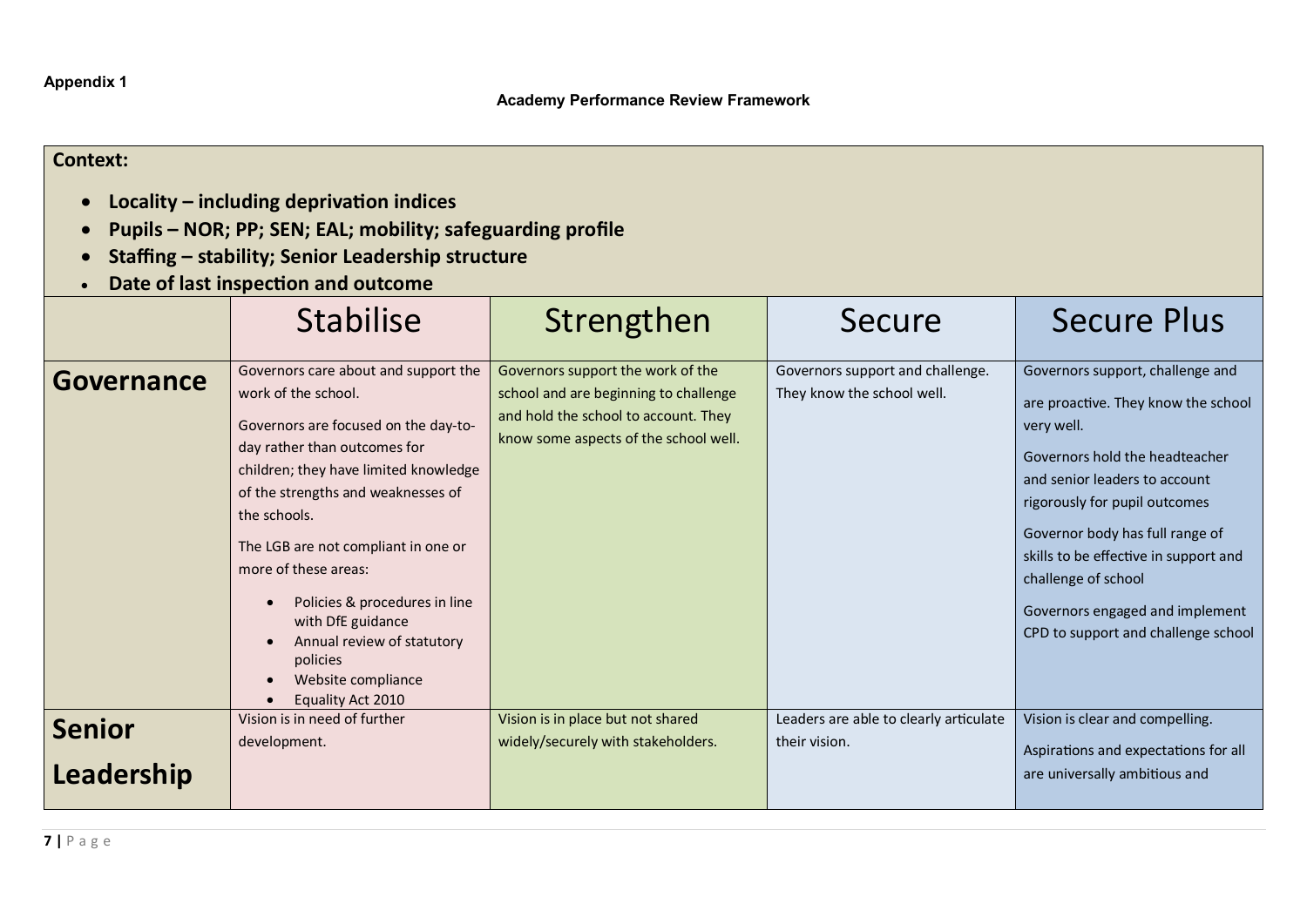**Appendix 1**

**Academy Performance Review Framework**

**Context:**

- **Locality – including deprivation indices**
- **Pupils – NOR; PP; SEN; EAL; mobility; safeguarding profile**
- **Staffing – stability; Senior Leadership structure**
- **Date of last inspection and outcome**

| | Stabilise | Strengthen | Secure | Secure Plus |
|---|---|---|---|---|
| **Governance** | Governors care about and support the work of the school.<br><br>Governors are focused on the day-to-day rather than outcomes for children; they have limited knowledge of the strengths and weaknesses of the schools.<br><br>The LGB are not compliant in one or more of these areas:<br>• Policies & procedures in line with DfE guidance<br>• Annual review of statutory policies<br>• Website compliance<br>• Equality Act 2010 | Governors support the work of the school and are beginning to challenge and hold the school to account. They know some aspects of the school well. | Governors support and challenge. They know the school well. | Governors support, challenge and are proactive. They know the school very well.<br><br>Governors hold the headteacher and senior leaders to account rigorously for pupil outcomes<br><br>Governor body has full range of skills to be effective in support and challenge of school<br><br>Governors engaged and implement CPD to support and challenge school |
| **Senior Leadership** | Vision is in need of further development. | Vision is in place but not shared widely/securely with stakeholders. | Leaders are able to clearly articulate their vision. | Vision is clear and compelling.<br><br>Aspirations and expectations for all are universally ambitious and |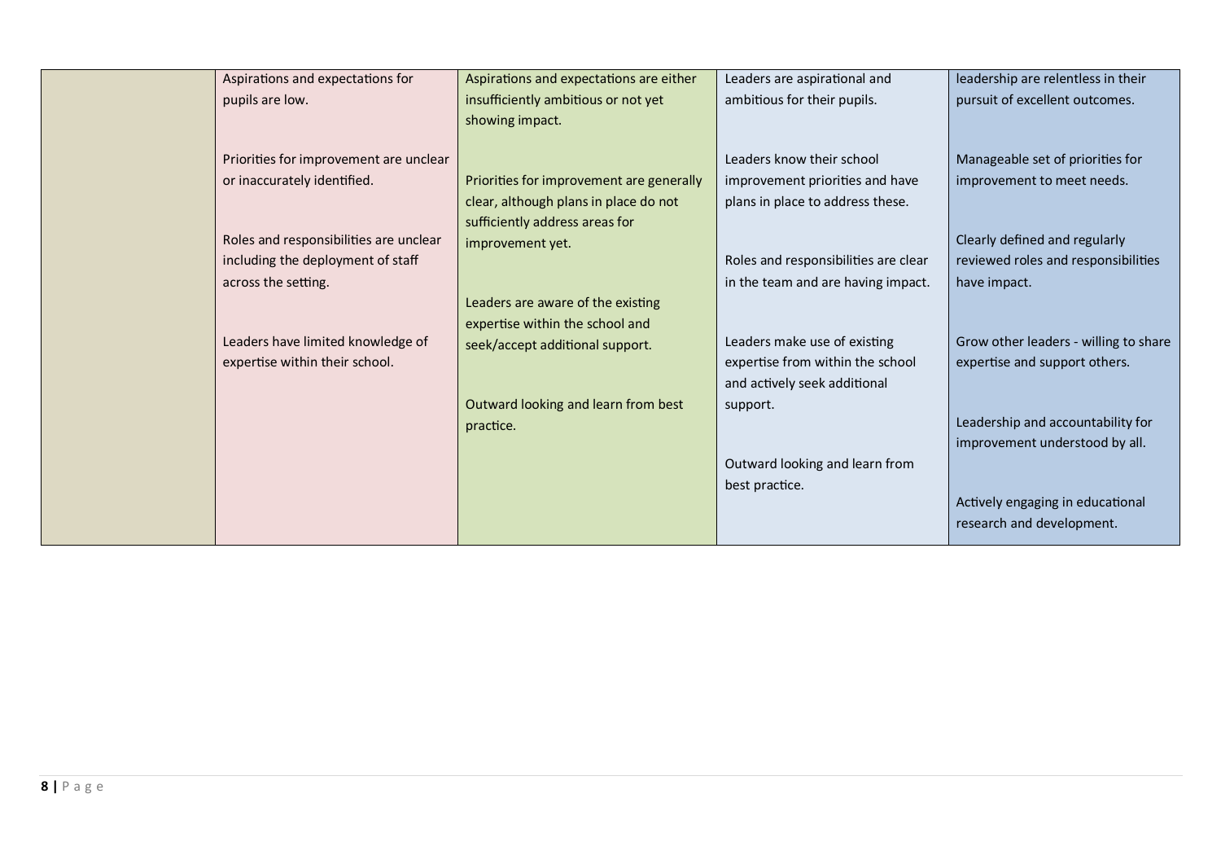| | | | | |
|---|---|---|---|---|
| | Aspirations and expectations for pupils are low.<br><br>Priorities for improvement are unclear or inaccurately identified.<br><br>Roles and responsibilities are unclear including the deployment of staff across the setting.<br><br>Leaders have limited knowledge of expertise within their school. | Aspirations and expectations are either insufficiently ambitious or not yet showing impact.<br><br>Priorities for improvement are generally clear, although plans in place do not sufficiently address areas for improvement yet.<br><br>Leaders are aware of the existing expertise within the school and seek/accept additional support.<br><br>Outward looking and learn from best practice. | Leaders are aspirational and ambitious for their pupils.<br><br>Leaders know their school improvement priorities and have plans in place to address these.<br><br>Roles and responsibilities are clear in the team and are having impact.<br><br>Leaders make use of existing expertise from within the school and actively seek additional support.<br><br>Outward looking and learn from best practice. | leadership are relentless in their pursuit of excellent outcomes.<br><br>Manageable set of priorities for improvement to meet needs.<br><br>Clearly defined and regularly reviewed roles and responsibilities have impact.<br><br>Grow other leaders - willing to share expertise and support others.<br><br>Leadership and accountability for improvement understood by all.<br><br>Actively engaging in educational research and development. |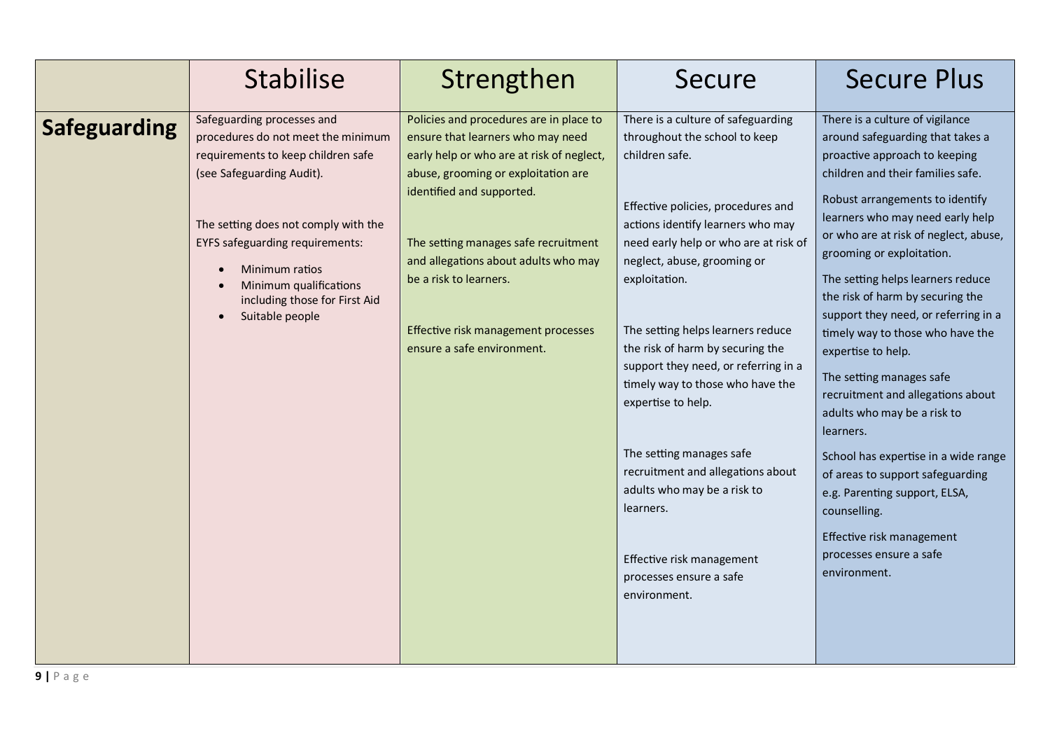| | Stabilise | Strengthen | Secure | Secure Plus |
|---|---|---|---|---|
| **Safeguarding** | Safeguarding processes and procedures do not meet the minimum requirements to keep children safe (see Safeguarding Audit).<br><br>The setting does not comply with the EYFS safeguarding requirements:<br>• Minimum ratios<br>• Minimum qualifications including those for First Aid<br>• Suitable people | Policies and procedures are in place to ensure that learners who may need early help or who are at risk of neglect, abuse, grooming or exploitation are identified and supported.<br><br>The setting manages safe recruitment and allegations about adults who may be a risk to learners.<br><br>Effective risk management processes ensure a safe environment. | There is a culture of safeguarding throughout the school to keep children safe.<br><br>Effective policies, procedures and actions identify learners who may need early help or who are at risk of neglect, abuse, grooming or exploitation.<br><br>The setting helps learners reduce the risk of harm by securing the support they need, or referring in a timely way to those who have the expertise to help.<br><br>The setting manages safe recruitment and allegations about adults who may be a risk to learners.<br><br>Effective risk management processes ensure a safe environment. | There is a culture of vigilance around safeguarding that takes a proactive approach to keeping children and their families safe.<br><br>Robust arrangements to identify learners who may need early help or who are at risk of neglect, abuse, grooming or exploitation.<br><br>The setting helps learners reduce the risk of harm by securing the support they need, or referring in a timely way to those who have the expertise to help.<br><br>The setting manages safe recruitment and allegations about adults who may be a risk to learners.<br><br>School has expertise in a wide range of areas to support safeguarding e.g. Parenting support, ELSA, counselling.<br><br>Effective risk management processes ensure a safe environment. |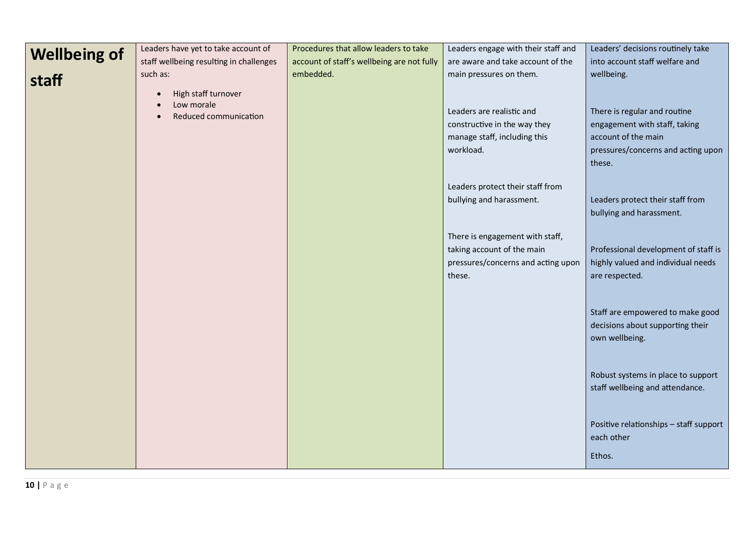| Wellbeing of staff | Leaders have yet to take account of staff wellbeing resulting in challenges such as:<br>• High staff turnover<br>• Low morale<br>• Reduced communication | Procedures that allow leaders to take account of staff's wellbeing are not fully embedded. | Leaders engage with their staff and are aware and take account of the main pressures on them.<br><br>Leaders are realistic and constructive in the way they manage staff, including this workload.<br><br>Leaders protect their staff from bullying and harassment.<br><br>There is engagement with staff, taking account of the main pressures/concerns and acting upon these. | Leaders' decisions routinely take into account staff welfare and wellbeing.<br><br>There is regular and routine engagement with staff, taking account of the main pressures/concerns and acting upon these.<br><br>Leaders protect their staff from bullying and harassment.<br><br>Professional development of staff is highly valued and individual needs are respected.<br><br>Staff are empowered to make good decisions about supporting their own wellbeing.<br><br>Robust systems in place to support staff wellbeing and attendance.<br><br>Positive relationships – staff support each other<br><br>Ethos. |
|---|---|---|---|---|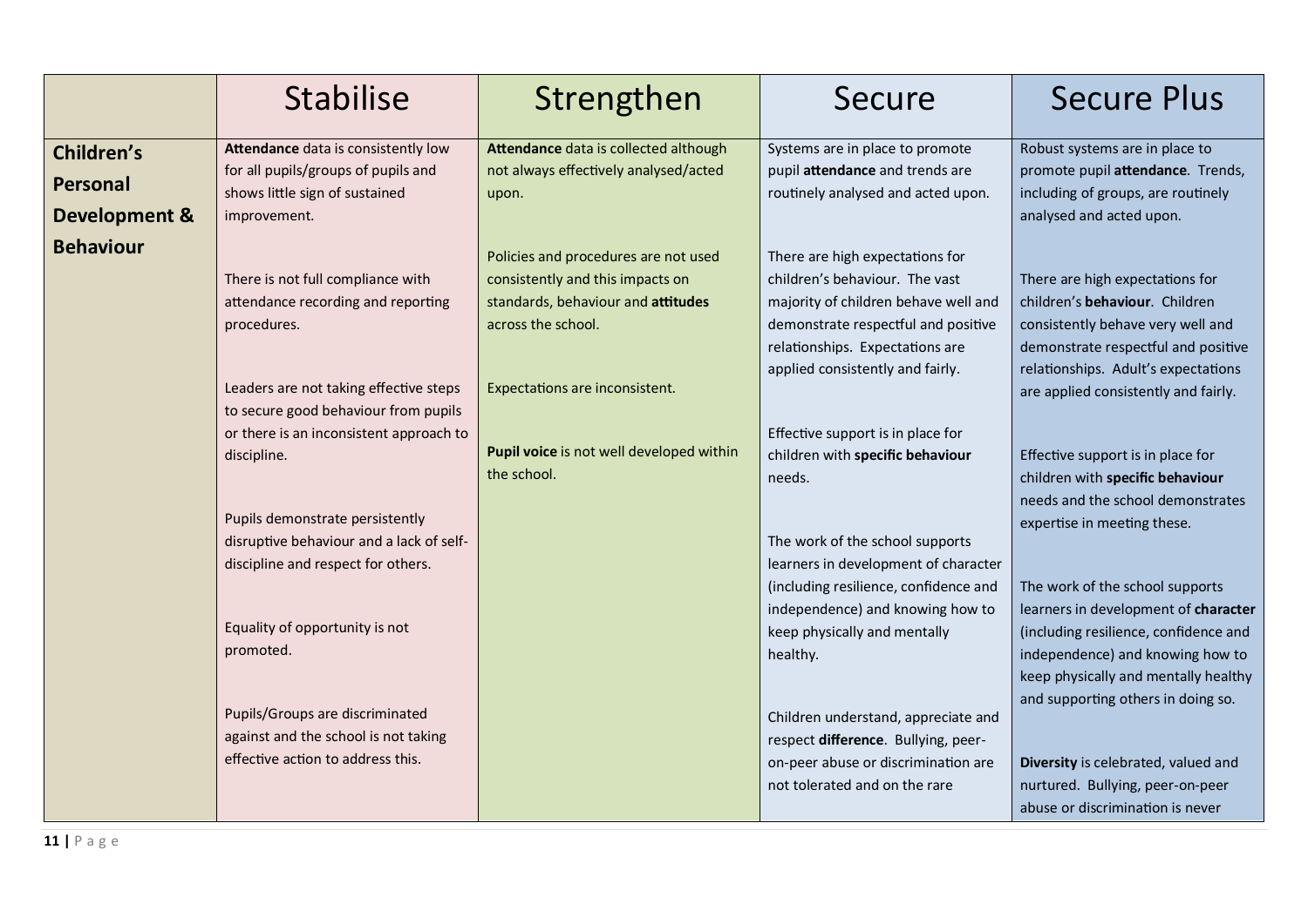| | Stabilise | Strengthen | Secure | Secure Plus |
|---|---|---|---|---|
| **Children's Personal Development & Behaviour** | **Attendance** data is consistently low for all pupils/groups of pupils and shows little sign of sustained improvement.<br><br>There is not full compliance with attendance recording and reporting procedures.<br><br>Leaders are not taking effective steps to secure good behaviour from pupils or there is an inconsistent approach to discipline.<br><br>Pupils demonstrate persistently disruptive behaviour and a lack of self-discipline and respect for others.<br><br>Equality of opportunity is not promoted.<br><br>Pupils/Groups are discriminated against and the school is not taking effective action to address this. | **Attendance** data is collected although not always effectively analysed/acted upon.<br><br>Policies and procedures are not used consistently and this impacts on standards, behaviour and **attitudes** across the school.<br><br>Expectations are inconsistent.<br><br>**Pupil voice** is not well developed within the school. | Systems are in place to promote pupil **attendance** and trends are routinely analysed and acted upon.<br><br>There are high expectations for children's behaviour. The vast majority of children behave well and demonstrate respectful and positive relationships. Expectations are applied consistently and fairly.<br><br>Effective support is in place for children with **specific behaviour** needs.<br><br>The work of the school supports learners in development of character (including resilience, confidence and independence) and knowing how to keep physically and mentally healthy.<br><br>Children understand, appreciate and respect **difference**. Bullying, peer-on-peer abuse or discrimination are not tolerated and on the rare | Robust systems are in place to promote pupil **attendance**. Trends, including of groups, are routinely analysed and acted upon.<br><br>There are high expectations for children's **behaviour**. Children consistently behave very well and demonstrate respectful and positive relationships. Adult's expectations are applied consistently and fairly.<br><br>Effective support is in place for children with **specific behaviour** needs and the school demonstrates expertise in meeting these.<br><br>The work of the school supports learners in development of **character** (including resilience, confidence and independence) and knowing how to keep physically and mentally healthy and supporting others in doing so.<br><br>**Diversity** is celebrated, valued and nurtured. Bullying, peer-on-peer abuse or discrimination is never |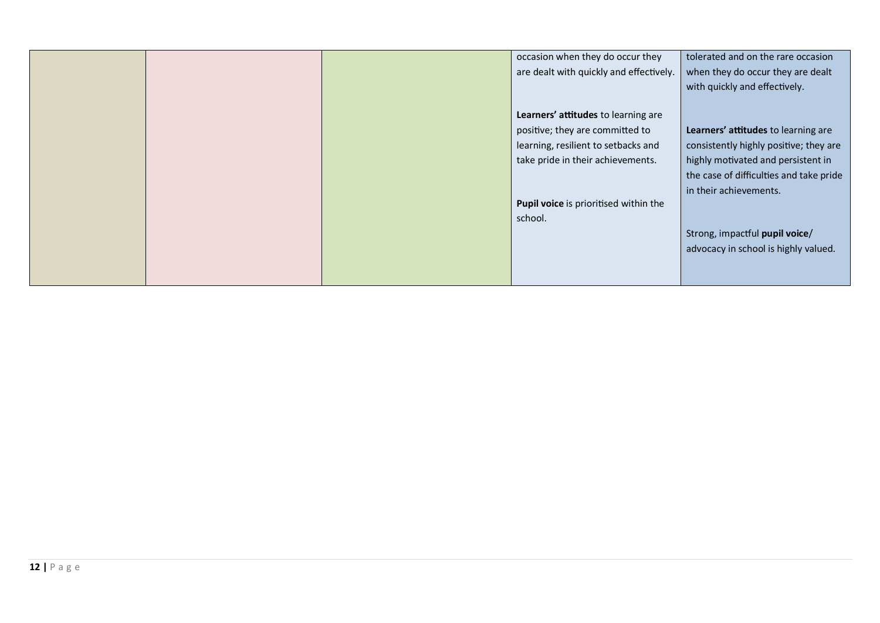| | | | | |
|---|---|---|---|---|
| | | | occasion when they do occur they are dealt with quickly and effectively.<br><br>**Learners' attitudes** to learning are positive; they are committed to learning, resilient to setbacks and take pride in their achievements.<br><br>**Pupil voice** is prioritised within the school. | tolerated and on the rare occasion when they do occur they are dealt with quickly and effectively.<br><br>**Learners' attitudes** to learning are consistently highly positive; they are highly motivated and persistent in the case of difficulties and take pride in their achievements.<br><br>Strong, impactful **pupil voice**/ advocacy in school is highly valued. |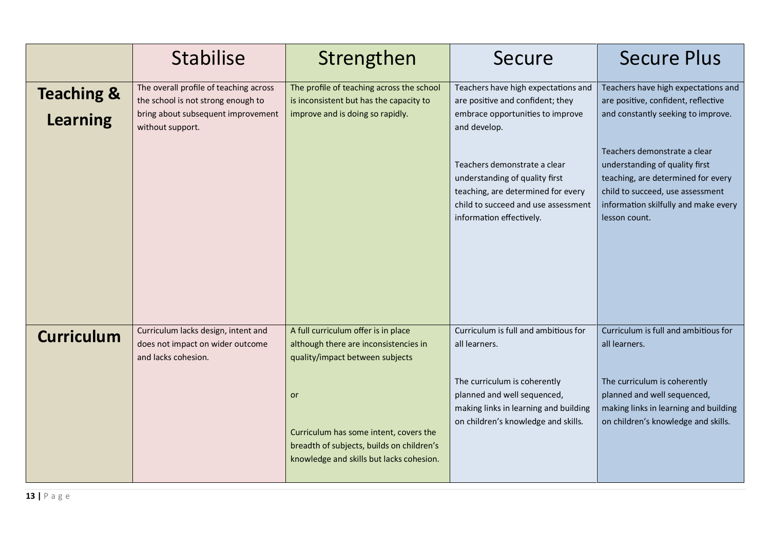| | Stabilise | Strengthen | Secure | Secure Plus |
|---|---|---|---|---|
| **Teaching & Learning** | The overall profile of teaching across the school is not strong enough to bring about subsequent improvement without support. | The profile of teaching across the school is inconsistent but has the capacity to improve and is doing so rapidly. | Teachers have high expectations and are positive and confident; they embrace opportunities to improve and develop.<br><br>Teachers demonstrate a clear understanding of quality first teaching, are determined for every child to succeed and use assessment information effectively. | Teachers have high expectations and are positive, confident, reflective and constantly seeking to improve.<br><br>Teachers demonstrate a clear understanding of quality first teaching, are determined for every child to succeed, use assessment information skilfully and make every lesson count. |
| **Curriculum** | Curriculum lacks design, intent and does not impact on wider outcome and lacks cohesion. | A full curriculum offer is in place although there are inconsistencies in quality/impact between subjects<br><br>or<br><br>Curriculum has some intent, covers the breadth of subjects, builds on children's knowledge and skills but lacks cohesion. | Curriculum is full and ambitious for all learners.<br><br>The curriculum is coherently planned and well sequenced, making links in learning and building on children's knowledge and skills. | Curriculum is full and ambitious for all learners.<br><br>The curriculum is coherently planned and well sequenced, making links in learning and building on children's knowledge and skills. |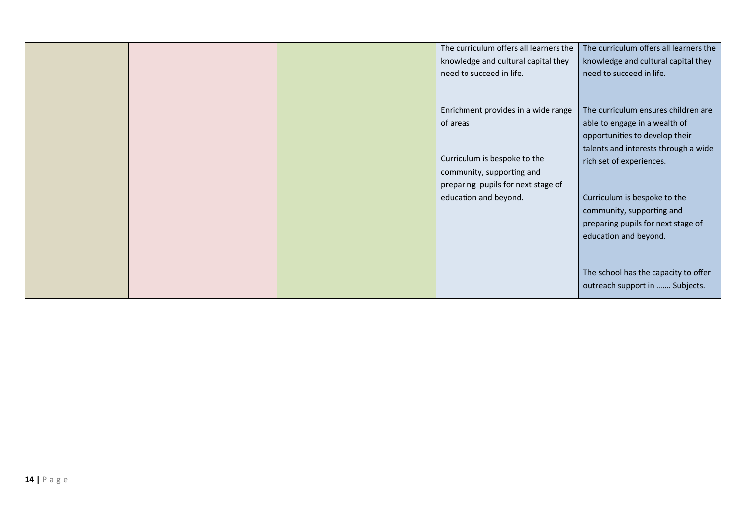| | | | | |
|---|---|---|---|---|
| | | | The curriculum offers all learners the knowledge and cultural capital they need to succeed in life.<br><br>Enrichment provides in a wide range of areas<br><br>Curriculum is bespoke to the community, supporting and preparing pupils for next stage of education and beyond. | The curriculum offers all learners the knowledge and cultural capital they need to succeed in life.<br><br>The curriculum ensures children are able to engage in a wealth of opportunities to develop their talents and interests through a wide rich set of experiences.<br><br>Curriculum is bespoke to the community, supporting and preparing pupils for next stage of education and beyond.<br><br>The school has the capacity to offer outreach support in ……. Subjects. |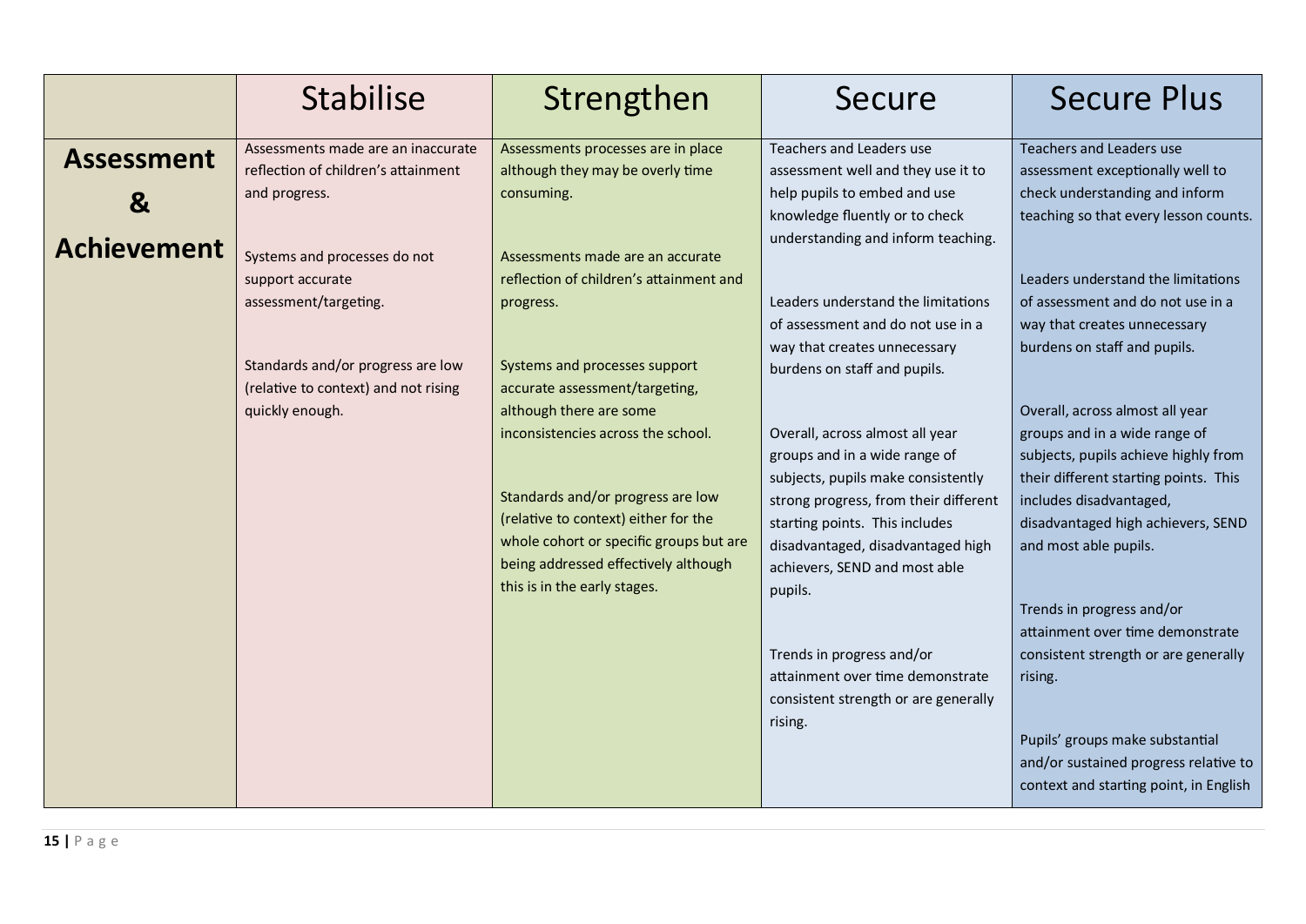| | Stabilise | Strengthen | Secure | Secure Plus |
|---|---|---|---|---|
| **Assessment & Achievement** | Assessments made are an inaccurate reflection of children's attainment and progress.<br><br>Systems and processes do not support accurate assessment/targeting.<br><br>Standards and/or progress are low (relative to context) and not rising quickly enough. | Assessments processes are in place although they may be overly time consuming.<br><br>Assessments made are an accurate reflection of children's attainment and progress.<br><br>Systems and processes support accurate assessment/targeting, although there are some inconsistencies across the school.<br><br>Standards and/or progress are low (relative to context) either for the whole cohort or specific groups but are being addressed effectively although this is in the early stages. | Teachers and Leaders use assessment well and they use it to help pupils to embed and use knowledge fluently or to check understanding and inform teaching.<br><br>Leaders understand the limitations of assessment and do not use in a way that creates unnecessary burdens on staff and pupils.<br><br>Overall, across almost all year groups and in a wide range of subjects, pupils make consistently strong progress, from their different starting points. This includes disadvantaged, disadvantaged high achievers, SEND and most able pupils.<br><br>Trends in progress and/or attainment over time demonstrate consistent strength or are generally rising. | Teachers and Leaders use assessment exceptionally well to check understanding and inform teaching so that every lesson counts.<br><br>Leaders understand the limitations of assessment and do not use in a way that creates unnecessary burdens on staff and pupils.<br><br>Overall, across almost all year groups and in a wide range of subjects, pupils achieve highly from their different starting points. This includes disadvantaged, disadvantaged high achievers, SEND and most able pupils.<br><br>Trends in progress and/or attainment over time demonstrate consistent strength or are generally rising.<br><br>Pupils' groups make substantial and/or sustained progress relative to context and starting point, in English |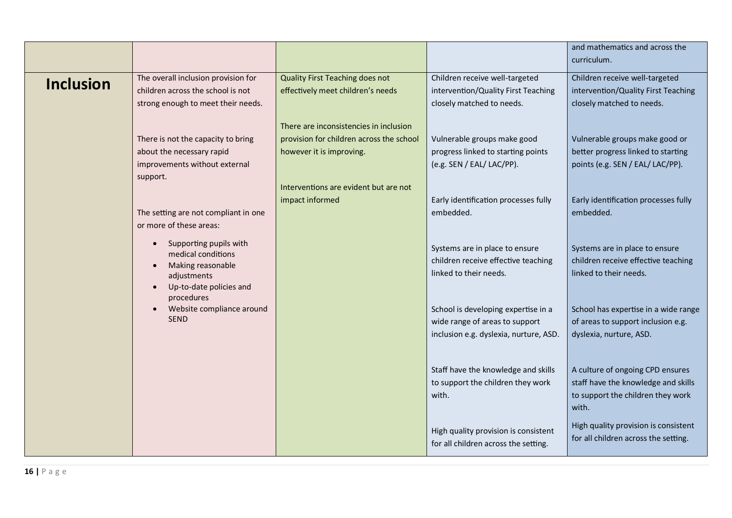| | | | | |
|---|---|---|---|---|
| | | | | and mathematics and across the curriculum. |
| **Inclusion** | The overall inclusion provision for children across the school is not strong enough to meet their needs.<br><br>There is not the capacity to bring about the necessary rapid improvements without external support.<br><br>The setting are not compliant in one or more of these areas:<br>• Supporting pupils with medical conditions<br>• Making reasonable adjustments<br>• Up-to-date policies and procedures<br>• Website compliance around SEND | Quality First Teaching does not effectively meet children's needs<br><br>There are inconsistencies in inclusion provision for children across the school however it is improving.<br><br>Interventions are evident but are not impact informed | Children receive well-targeted intervention/Quality First Teaching closely matched to needs.<br><br>Vulnerable groups make good progress linked to starting points (e.g. SEN / EAL/ LAC/PP).<br><br>Early identification processes fully embedded.<br><br>Systems are in place to ensure children receive effective teaching linked to their needs.<br><br>School is developing expertise in a wide range of areas to support inclusion e.g. dyslexia, nurture, ASD.<br><br>Staff have the knowledge and skills to support the children they work with.<br><br>High quality provision is consistent for all children across the setting. | Children receive well-targeted intervention/Quality First Teaching closely matched to needs.<br><br>Vulnerable groups make good or better progress linked to starting points (e.g. SEN / EAL/ LAC/PP).<br><br>Early identification processes fully embedded.<br><br>Systems are in place to ensure children receive effective teaching linked to their needs.<br><br>School has expertise in a wide range of areas to support inclusion e.g. dyslexia, nurture, ASD.<br><br>A culture of ongoing CPD ensures staff have the knowledge and skills to support the children they work with.<br><br>High quality provision is consistent for all children across the setting. |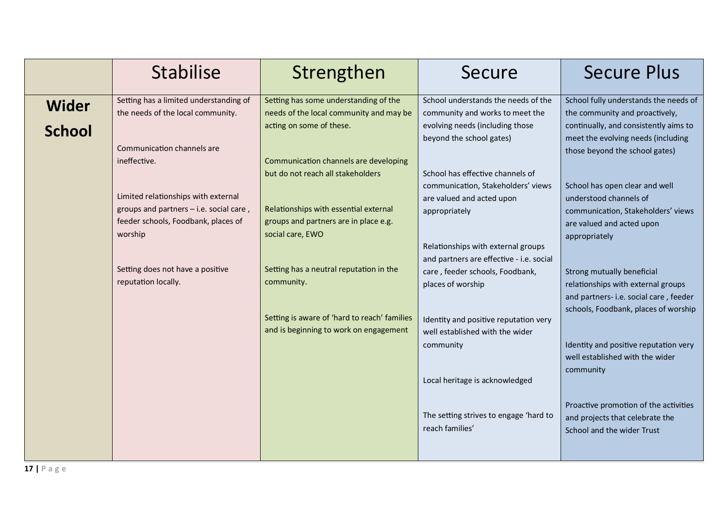| | Stabilise | Strengthen | Secure | Secure Plus |
|---|---|---|---|---|
| **Wider School** | Setting has a limited understanding of the needs of the local community.<br><br>Communication channels are ineffective.<br><br>Limited relationships with external groups and partners – i.e. social care , feeder schools, Foodbank, places of worship<br><br>Setting does not have a positive reputation locally. | Setting has some understanding of the needs of the local community and may be acting on some of these.<br><br>Communication channels are developing but do not reach all stakeholders<br><br>Relationships with essential external groups and partners are in place e.g. social care, EWO<br><br>Setting has a neutral reputation in the community.<br><br>Setting is aware of 'hard to reach' families and is beginning to work on engagement | School understands the needs of the community and works to meet the evolving needs (including those beyond the school gates)<br><br>School has effective channels of communication, Stakeholders' views are valued and acted upon appropriately<br><br>Relationships with external groups and partners are effective - i.e. social care , feeder schools, Foodbank, places of worship<br><br>Identity and positive reputation very well established with the wider community<br><br>Local heritage is acknowledged<br><br>The setting strives to engage 'hard to reach families' | School fully understands the needs of the community and proactively, continually, and consistently aims to meet the evolving needs (including those beyond the school gates)<br><br>School has open clear and well understood channels of communication, Stakeholders' views are valued and acted upon appropriately<br><br>Strong mutually beneficial relationships with external groups and partners- i.e. social care , feeder schools, Foodbank, places of worship<br><br>Identity and positive reputation very well established with the wider community<br><br>Proactive promotion of the activities and projects that celebrate the School and the wider Trust |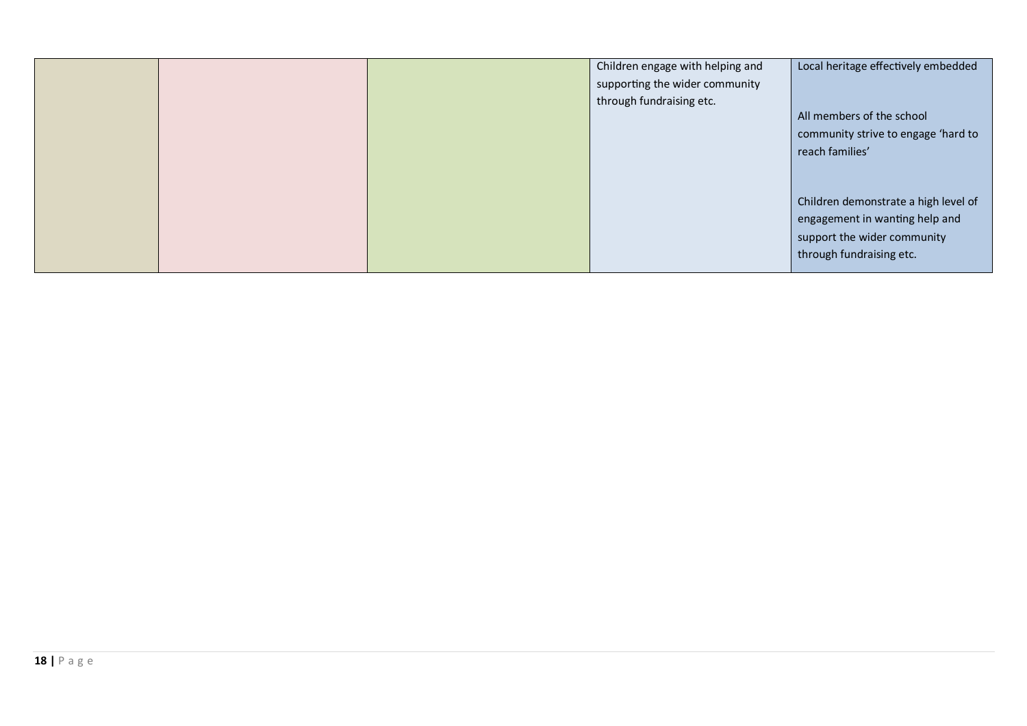| | | | | |
|---|---|---|---|---|
| | | | Children engage with helping and supporting the wider community through fundraising etc. | Local heritage effectively embedded<br><br>All members of the school community strive to engage 'hard to reach families'<br><br>Children demonstrate a high level of engagement in wanting help and support the wider community through fundraising etc. |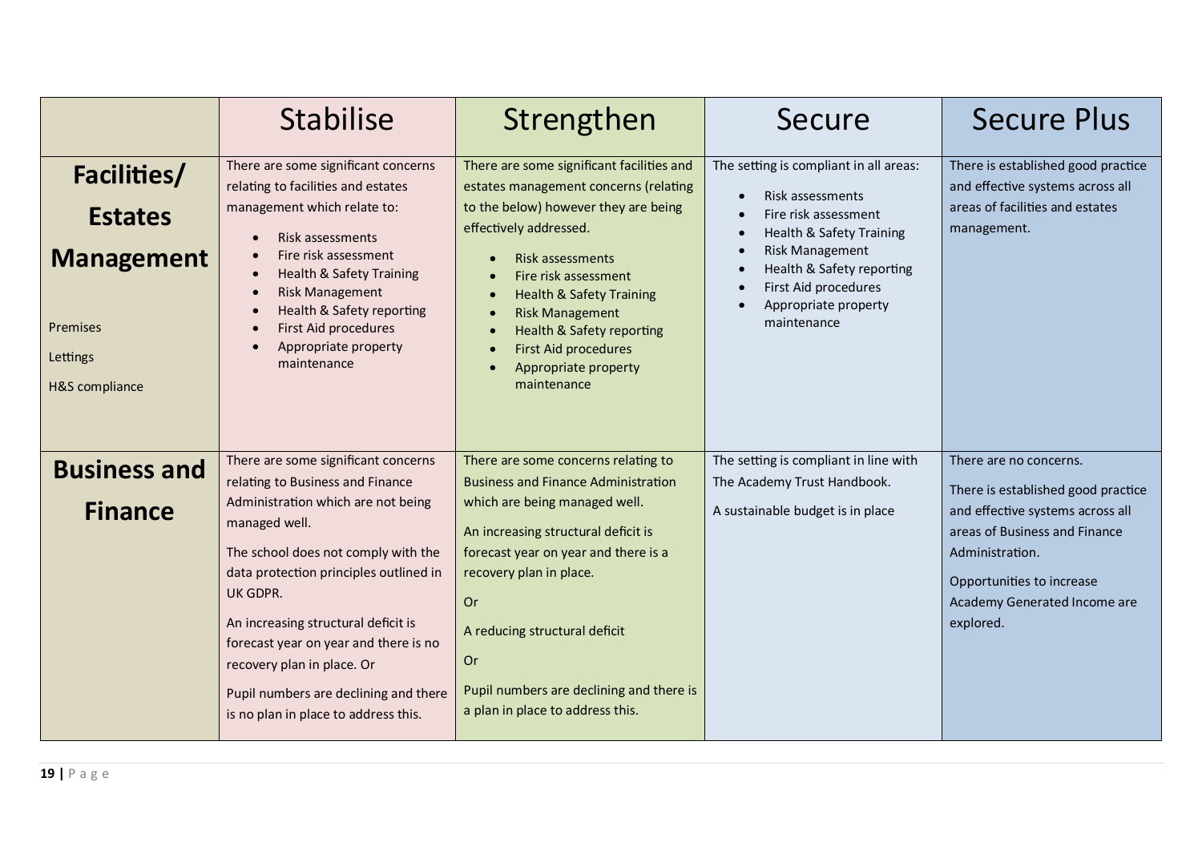| | Stabilise | Strengthen | Secure | Secure Plus |
|---|---|---|---|---|
| **Facilities/ Estates Management**<br><br>Premises<br>Lettings<br>H&S compliance | There are some significant concerns relating to facilities and estates management which relate to:<br>• Risk assessments<br>• Fire risk assessment<br>• Health & Safety Training<br>• Risk Management<br>• Health & Safety reporting<br>• First Aid procedures<br>• Appropriate property maintenance | There are some significant facilities and estates management concerns (relating to the below) however they are being effectively addressed.<br>• Risk assessments<br>• Fire risk assessment<br>• Health & Safety Training<br>• Risk Management<br>• Health & Safety reporting<br>• First Aid procedures<br>• Appropriate property maintenance | The setting is compliant in all areas:<br>• Risk assessments<br>• Fire risk assessment<br>• Health & Safety Training<br>• Risk Management<br>• Health & Safety reporting<br>• First Aid procedures<br>• Appropriate property maintenance | There is established good practice and effective systems across all areas of facilities and estates management. |
| **Business and Finance** | There are some significant concerns relating to Business and Finance Administration which are not being managed well.<br><br>The school does not comply with the data protection principles outlined in UK GDPR.<br><br>An increasing structural deficit is forecast year on year and there is no recovery plan in place. Or<br><br>Pupil numbers are declining and there is no plan in place to address this. | There are some concerns relating to Business and Finance Administration which are being managed well.<br><br>An increasing structural deficit is forecast year on year and there is a recovery plan in place.<br><br>Or<br><br>A reducing structural deficit<br><br>Or<br><br>Pupil numbers are declining and there is a plan in place to address this. | The setting is compliant in line with The Academy Trust Handbook.<br><br>A sustainable budget is in place | There are no concerns.<br><br>There is established good practice and effective systems across all areas of Business and Finance Administration.<br><br>Opportunities to increase Academy Generated Income are explored. |